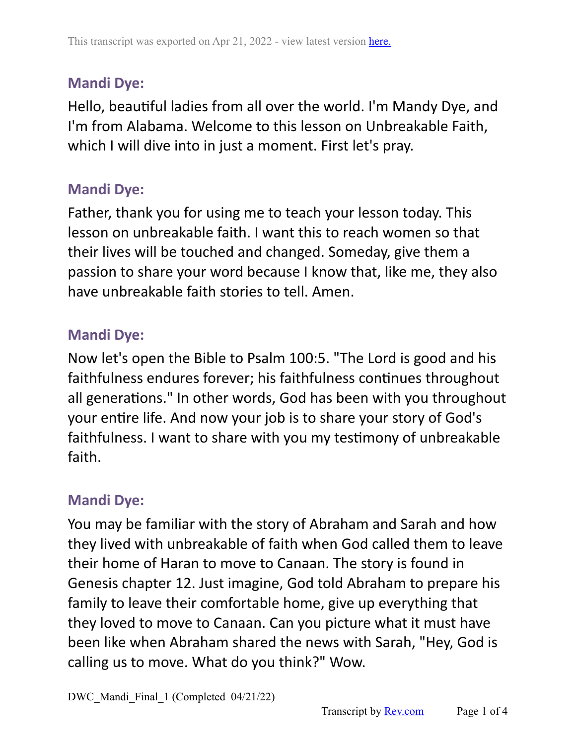This transcript was exported on Apr 21, 2022 - view latest version here.

### Mandi Dye:

Hello, beautiful ladies from all over the world. I'm Mandy Dye, and I'm from Alabama. Welcome to this lesson on Unbreakable Faith, which I will dive into in just a moment. First let's pray.

### Mandi Dye:

Father, thank you for using me to teach your lesson today. This lesson on unbreakable faith. I want this to reach women so that their lives will be touched and changed. Someday, give them a passion to share your word because I know that, like me, they also have unbreakable faith stories to tell. Amen.

### Mandi Dye:

Now let's open the Bible to Psalm 100:5. "The Lord is good and his faithfulness endures forever; his faithfulness continues throughout all generations." In other words, God has been with you throughout your entire life. And now your job is to share your story of God's faithfulness. I want to share with you my testimony of unbreakable faith.

### Mandi Dye:

You may be familiar with the story of Abraham and Sarah and how they lived with unbreakable of faith when God called them to leave their home of Haran to move to Canaan. The story is found in Genesis chapter 12. Just imagine, God told Abraham to prepare his family to leave their comfortable home, give up everything that they loved to move to Canaan. Can you picture what it must have been like when Abraham shared the news with Sarah, "Hey, God is calling us to move. What do you think?" Wow.

DWC_Mandi_Final_1 (Completed 04/21/22)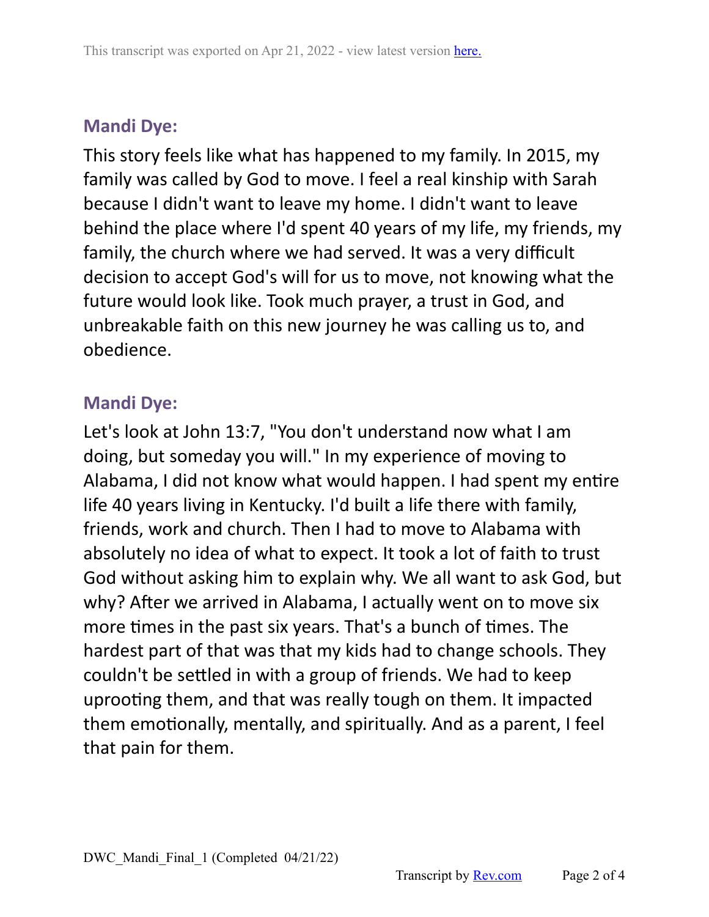**Mandi Dye:**

This story feels like what has happened to my family. In 2015, my family was called by God to move. I feel a real kinship with Sarah because I didn't want to leave my home. I didn't want to leave behind the place where I'd spent 40 years of my life, my friends, my family, the church where we had served. It was a very difficult decision to accept God's will for us to move, not knowing what the future would look like. Took much prayer, a trust in God, and unbreakable faith on this new journey he was calling us to, and obedience.

**Mandi Dye:**

Let's look at John 13:7, "You don't understand now what I am doing, but someday you will." In my experience of moving to Alabama, I did not know what would happen. I had spent my entire life 40 years living in Kentucky. I'd built a life there with family, friends, work and church. Then I had to move to Alabama with absolutely no idea of what to expect. It took a lot of faith to trust God without asking him to explain why. We all want to ask God, but why? After we arrived in Alabama, I actually went on to move six more times in the past six years. That's a bunch of times. The hardest part of that was that my kids had to change schools. They couldn't be settled in with a group of friends. We had to keep uprooting them, and that was really tough on them. It impacted them emotionally, mentally, and spiritually. And as a parent, I feel that pain for them.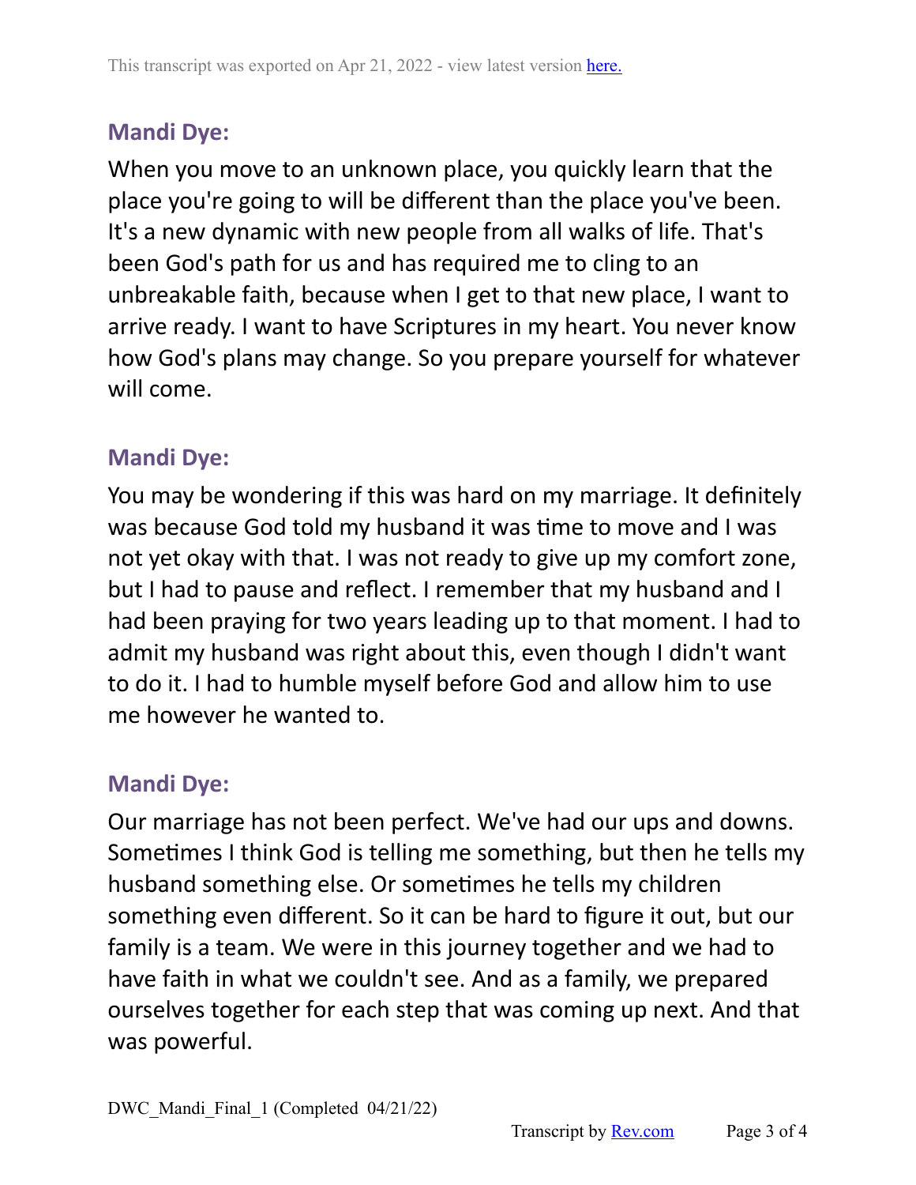**Mandi Dye:**

When you move to an unknown place, you quickly learn that the place you're going to will be different than the place you've been. It's a new dynamic with new people from all walks of life. That's been God's path for us and has required me to cling to an unbreakable faith, because when I get to that new place, I want to arrive ready. I want to have Scriptures in my heart. You never know how God's plans may change. So you prepare yourself for whatever will come.

**Mandi Dye:**

You may be wondering if this was hard on my marriage. It definitely was because God told my husband it was time to move and I was not yet okay with that. I was not ready to give up my comfort zone, but I had to pause and reflect. I remember that my husband and I had been praying for two years leading up to that moment. I had to admit my husband was right about this, even though I didn't want to do it. I had to humble myself before God and allow him to use me however he wanted to.

**Mandi Dye:**

Our marriage has not been perfect. We've had our ups and downs. Sometimes I think God is telling me something, but then he tells my husband something else. Or sometimes he tells my children something even different. So it can be hard to figure it out, but our family is a team. We were in this journey together and we had to have faith in what we couldn't see. And as a family, we prepared ourselves together for each step that was coming up next. And that was powerful.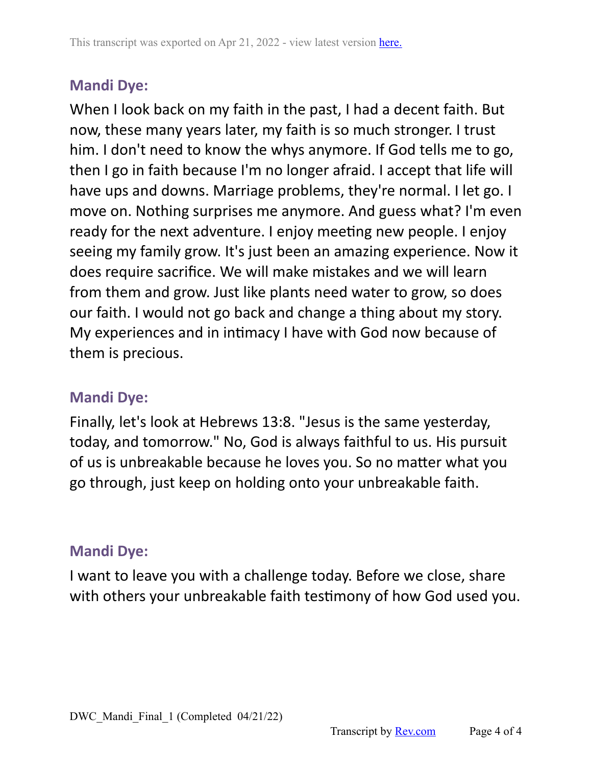**Mandi Dye:**

When I look back on my faith in the past, I had a decent faith. But now, these many years later, my faith is so much stronger. I trust him. I don't need to know the whys anymore. If God tells me to go, then I go in faith because I'm no longer afraid. I accept that life will have ups and downs. Marriage problems, they're normal. I let go. I move on. Nothing surprises me anymore. And guess what? I'm even ready for the next adventure. I enjoy meeting new people. I enjoy seeing my family grow. It's just been an amazing experience. Now it does require sacrifice. We will make mistakes and we will learn from them and grow. Just like plants need water to grow, so does our faith. I would not go back and change a thing about my story. My experiences and in intimacy I have with God now because of them is precious.

**Mandi Dye:**

Finally, let's look at Hebrews 13:8. "Jesus is the same yesterday, today, and tomorrow." No, God is always faithful to us. His pursuit of us is unbreakable because he loves you. So no matter what you go through, just keep on holding onto your unbreakable faith.

**Mandi Dye:**

I want to leave you with a challenge today. Before we close, share with others your unbreakable faith testimony of how God used you.